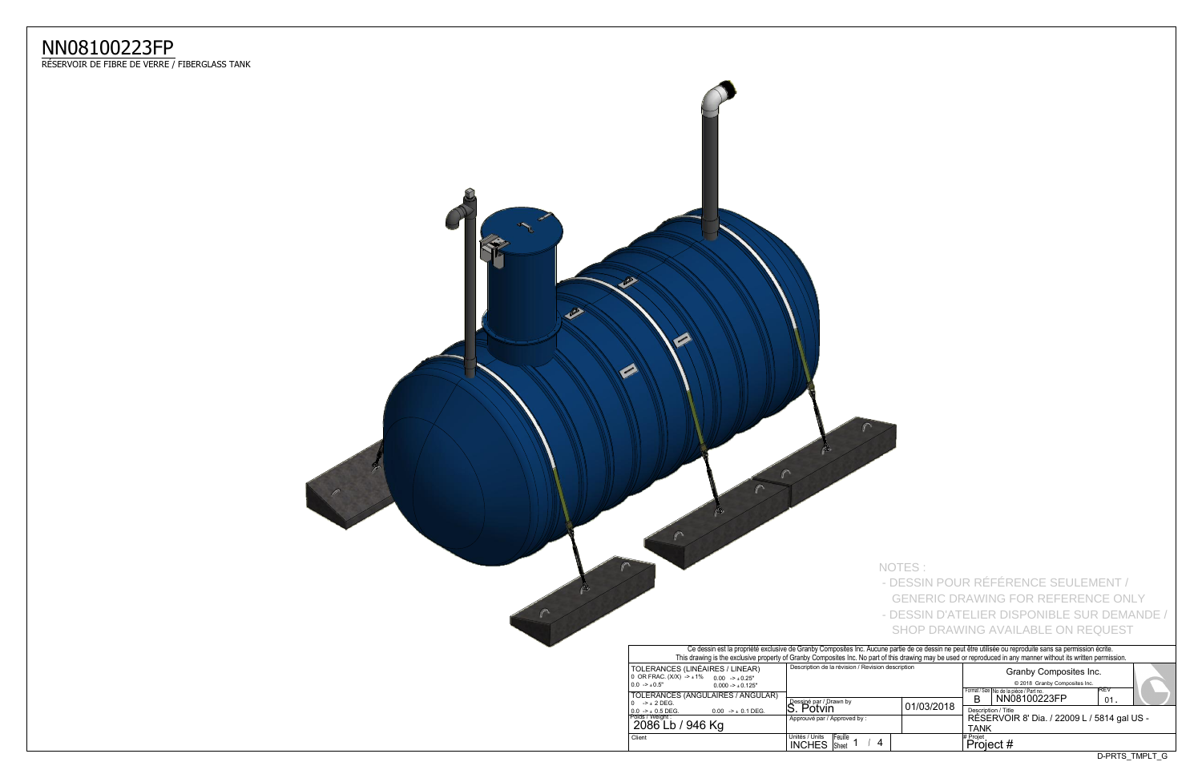# NN08100223FP

RÉSERVOIR DE FIBRE DE VERRE / FIBERGLASS TANK

NOTES :

- DESSIN POUR RÉFÉRENCE SEULEMENT / GENERIC DRAWING FOR REFERENCE ONLY
- DESSIN D'ATELIER DISPONIBLE SUR DEMANDE / SHOP DRAWING AVAILABLE ON REQUEST

Ce dessin est la propriété exclusive de Granby Composites Inc. Aucune partie de ce dessin ne peut être utilisée ou reproduite sans sa permission écrite.
This drawing is the exclusive property of Granby Composites Inc. No part of this drawing may be used or reproduced in any manner without its written permission.

| | | | |
|---|---|---|---|
| TOLERANCES (LINÉAIRES / LINEAR) 0 OR FRAC. (X/X) -> ± 1% 0.0 -> ± 0.5" 0.00 -> ± 0.25" 0.000 -> ± 0.125" | Description de la révision / Revision description | | Granby Composites Inc. © 2018 Granby Composites Inc. |
| TOLERANCES (ANGULAIRES / ANGULAR) 0 -> ± 2 DEG. 0.0 -> ± 0.5 DEG. 0.00 -> ± 0.1 DEG. | Dessiné par / Drawn by: S. Potvin | 01/03/2018 | Format / Size: B — No de la pièce / Part no.: NN08100223FP — REV: 01. |
| Poids / Weight: 2086 Lb / 946 Kg | Approuvé par / Approved by: | | Description / Title: RÉSERVOIR 8' Dia. / 22009 L / 5814 gal US - TANK |
| Client | Unités / Units: INCHES — Feuille / Sheet: 1 / 4 | | # Projet: Project # |

D-PRTS_TMPLT_G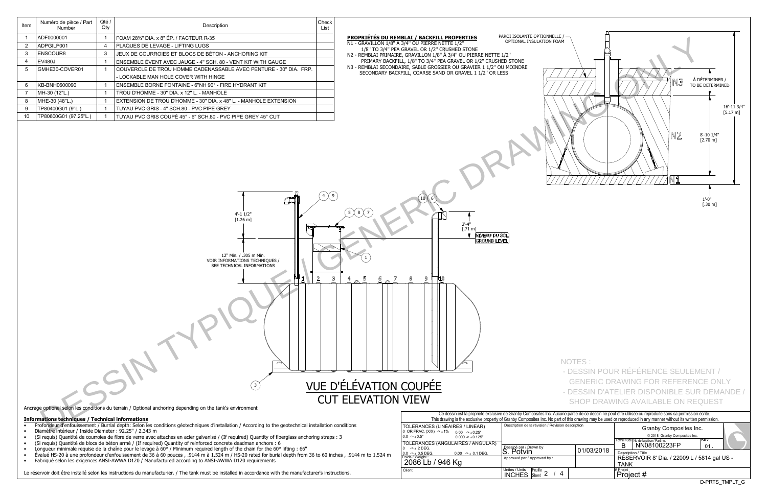| Item | Numéro de pièce / Part Number | Qté / Qty | Description | Check List |
|---|---|---|---|---|
| 1 | ADF0000001 | 1 | FOAM 28¾" DIA. x 8" ÉP. / FACTEUR R-35 | |
| 2 | ADPGILP001 | 4 | PLAQUES DE LEVAGE - LIFTING LUGS | |
| 3 | ENSCOUR8 | 3 | JEUX DE COURROIES ET BLOCS DE BÉTON - ANCHORING KIT | |
| 4 | EV480J | 1 | ENSEMBLE ÉVENT AVEC JAUGE - 4" SCH. 80 - VENT KIT WITH GAUGE | |
| 5 | GMHE30-COVER01 | 1 | COUVERCLE DE TROU HOMME CADENASSABLE AVEC PENTURE - 30" DIA. FRP. - LOCKABLE MAN HOLE COVER WITH HINGE | |
| 6 | KB-BNH0600090 | 1 | ENSEMBLE BORNE FONTAINE - 6"NH 90° - FIRE HYDRANT KIT | |
| 7 | MH-30 (12"L.) | 1 | TROU D'HOMME - 30" DIA. x 12" L. - MANHOLE | |
| 8 | MHE-30 (48"L.) | 1 | EXTENSION DE TROU D'HOMME - 30" DIA. x 48" L. - MANHOLE EXTENSION | |
| 9 | TP80400G01 (9"L.) | 1 | TUYAU PVC GRIS - 4" SCH.80 - PVC PIPE GREY | |
| 10 | TP80600G01 (97.25"L.) | 1 | TUYAU PVC GRIS COUPÉ 45° - 6" SCH.80 - PVC PIPE GREY 45° CUT | |

**PROPRIÉTÉS DU REMBLAI / BACKFILL PROPERTIES**

N1 - GRAVILLON 1/8" À 3/4" OU PIERRE NETTE 1/2"
1/8" TO 3/4" PEA GRAVEL OR 1/2" CRUSHED STONE

N2 - REMBLAI PRIMAIRE, GRAVILLON 1/8" À 3/4" OU PIERRE NETTE 1/2"
PRIMARY BACKFILL, 1/8" TO 3/4" PEA GRAVEL OR 1/2" CRUSHED STONE

N3 - REMBLAI SECONDAIRE, SABLE GROSSIER OU GRAVIER 1 1/2" OU MOINDRE
SECONDARY BACKFILL, COARSE SAND OR GRAVEL 1 1/2" OR LESS

PAROI ISOLANTE OPTIONNELLE / OPTIONAL INSULATION FOAM

N3 — À DÉTERMINER / TO BE DETERMINED

N2

N1

16'-11 3/4" [5.17 m]

8'-10 1/4" [2.70 m]

1'-0" [.30 m]

4'-1 1/2" [1.26 m]

2'-4" [.71 m]

NIVEAU DU SOL / GROUND LEVEL

12" Min. / .305 m Min.
VOIR INFORMATIONS TECHNIQUES / SEE TECHNICAL INFORMATIONS

## VUE D'ÉLÉVATION COUPÉE
## CUT ELEVATION VIEW

NOTES :
- DESSIN POUR RÉFÉRENCE SEULEMENT / GENERIC DRAWING FOR REFERENCE ONLY
- DESSIN D'ATELIER DISPONIBLE SUR DEMANDE / SHOP DRAWING AVAILABLE ON REQUEST

Ancrage optionel selon les conditions du terrain / Optional anchoring depending on the tank's environment

**Informations techniques / Technical informations**

- Profondeur d'enfouissement / Burrial depth: Selon les conditions géotechniques d'installation / According to the geotechnical installation conditions
- Diamètre intérieur / Inside Diameter : 92.25" / 2.343 m
- (Si requis) Quantité de courroies de fibre de verre avec attaches en acier galvanisé / (If required) Quantity of fiberglass anchoring straps : 3
- (Si requis) Quantité de blocs de béton armé / (If required) Quantity of reinforced concrete deadman anchors : 6
- Longueur minimale requise de la chaîne pour le levage à 60° / Minimum required length of the chain for the 60° lifting : 66"
- Évalué HS-20 à une profondeur d'enfouissement de 36 à 60 pouces , .9144 m à 1.524 m / HS-20 rated for burial depth from 36 to 60 inches , .9144 m to 1.524 m
- Fabriqué selon les exigences ANSI-AWWA D120 / Manufactured according to ANSI-AWWA D120 requirements

Le réservoir doit être installé selon les instructions du manufacturier. / The tank must be installed in accordance with the manufacturer's instructions.

Ce dessin est la propriété exclusive de Granby Composites Inc. Aucune partie de ce dessin ne peut être utilisée ou reproduite sans sa permission écrite.
This drawing is the exclusive property of Granby Composites Inc. No part of this drawing may be used or reproduced in any manner without its written permission.

TOLERANCES (LINÉAIRES / LINEAR)
0 OR FRAC. (X/X) -> ± 1% 0.00 -> ± 0.25"
0.0 -> ± 0.5" 0.000 -> ± 0.125"

TOLERANCES (ANGULAIRES / ANGULAR)
0 -> ± 2 DEG.
0.0 -> ± 0.5 DEG. 0.00 -> ± 0.1 DEG.

Poids / Weight : 2086 Lb / 946 Kg

Client

Description de la révision / Revision description

Dessiné par / Drawn by: S. Potvin — 01/03/2018

Approuvé par / Approved by :

Unités / Units: INCHES — Feuille / Sheet 2 / 4

Granby Composites Inc.
© 2018 Granby Composites Inc.

Format / Size: B — No de la pièce / Part no.: NN08100223FP — REV: 01

Description / Title: RÉSERVOIR 8' Dia. / 22009 L / 5814 gal US - TANK

# Projet: Project #

D-PRTS_TMPLT_G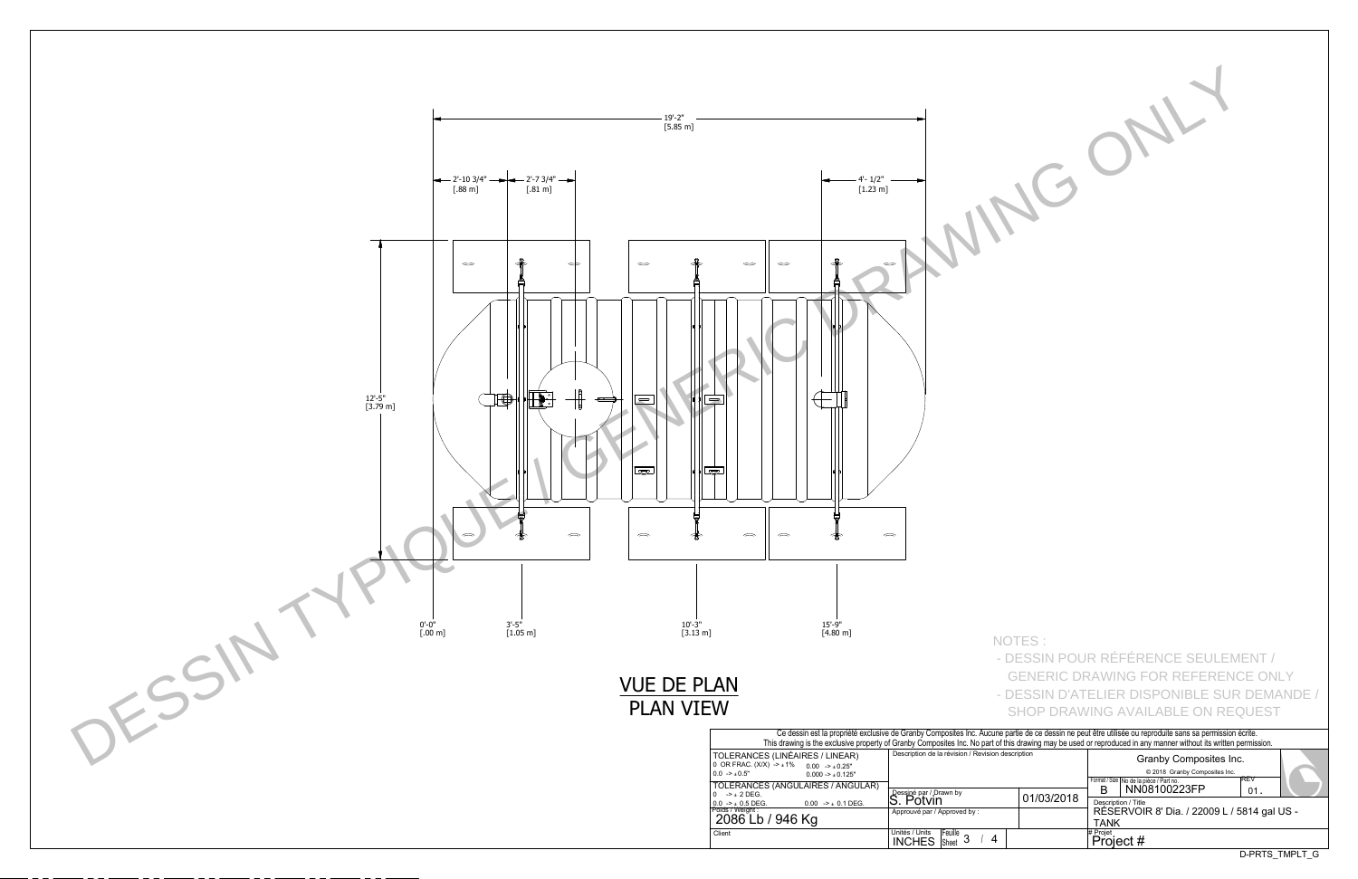19'-2" [5.85 m]

2'-10 3/4" [.88 m]

2'-7 3/4" [.81 m]

4'- 1/2" [1.23 m]

12'-5" [3.79 m]

0'-0" [.00 m]

3'-5" [1.05 m]

10'-3" [3.13 m]

15'-9" [4.80 m]

DESSIN TYPIQUE / GENERIC DRAWING ONLY

## VUE DE PLAN
## PLAN VIEW

NOTES :

- DESSIN POUR RÉFÉRENCE SEULEMENT / GENERIC DRAWING FOR REFERENCE ONLY
- DESSIN D'ATELIER DISPONIBLE SUR DEMANDE / SHOP DRAWING AVAILABLE ON REQUEST

Ce dessin est la propriété exclusive de Granby Composites Inc. Aucune partie de ce dessin ne peut être utilisée ou reproduite sans sa permission écrite.
This drawing is the exclusive property of Granby Composites Inc. No part of this drawing may be used or reproduced in any manner without its written permission.

| | | | |
|---|---|---|---|
| TOLERANCES (LINÉAIRES / LINEAR)<br>0 OR FRAC. (X/X) -> ± 1% 0.00 -> ± 0.25"<br>0.0 -> ± 0.5" 0.000 -> ± 0.125" | Description de la révision / Revision description | | Granby Composites Inc.<br>© 2018 Granby Composites Inc. |
| TOLERANCES (ANGULAIRES / ANGULAR)<br>0 -> ± 2 DEG.<br>0.0 -> ± 0.5 DEG. 0.00 -> ± 0.1 DEG. | Dessiné par / Drawn by<br>S. Potvin | 01/03/2018 | Format / Size: B — No de la pièce / Part no.: NN08100223FP — REV: 01. |
| Poids / Weight :<br>2086 Lb / 946 Kg | Approuvé par / Approved by : | | Description / Title<br>RÉSERVOIR 8' Dia. / 22009 L / 5814 gal US - TANK |
| Client | Unités / Units: INCHES — Feuille / Sheet: 3 / 4 | | # Projet<br>Project # |

D-PRTS_TMPLT_G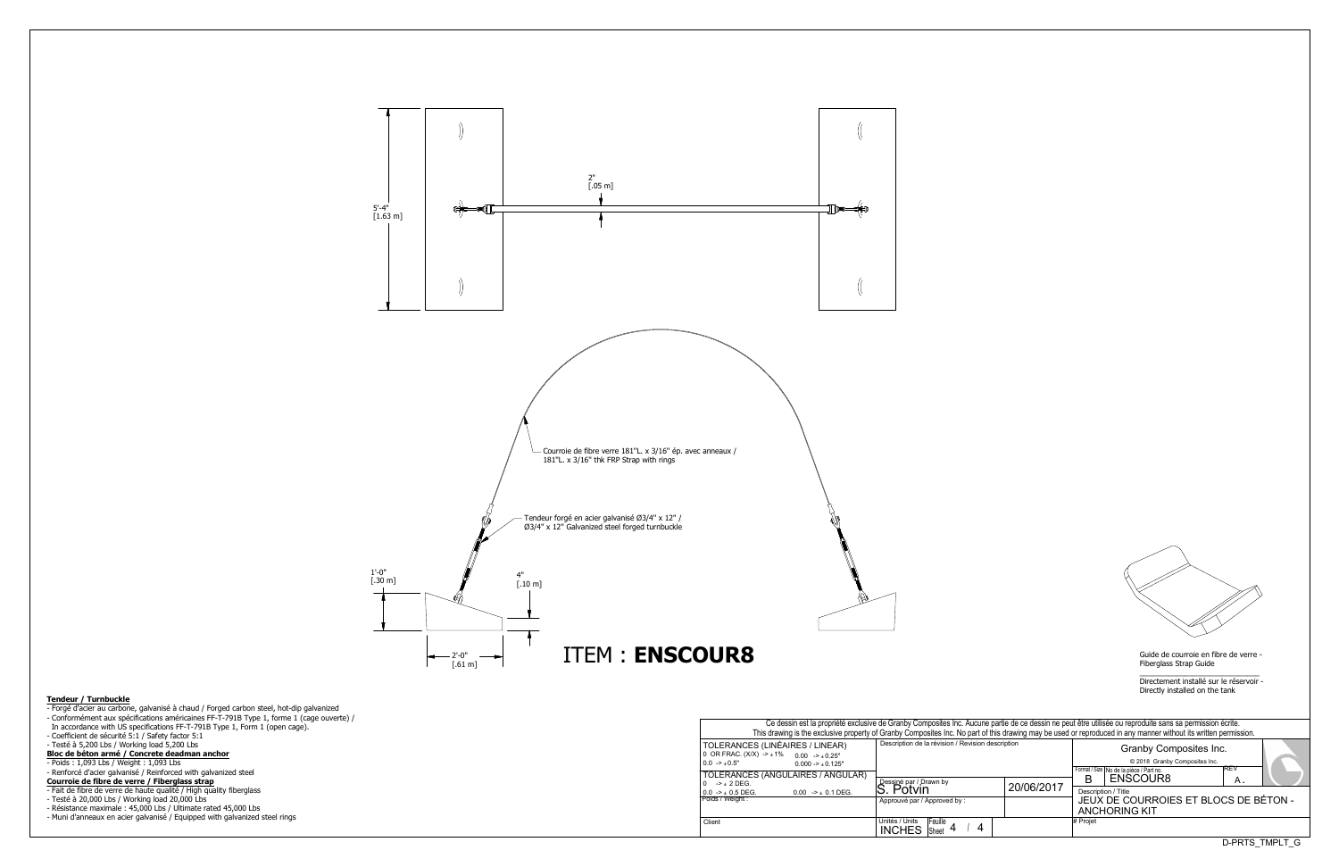5'-4"
[1.63 m]

2"
[.05 m]

Courroie de fibre verre 181"L. x 3/16" ép. avec anneaux /
181"L. x 3/16" thk FRP Strap with rings

Tendeur forgé en acier galvanisé Ø3/4" x 12" /
Ø3/4" x 12" Galvanized steel forged turnbuckle

1'-0"
[.30 m]

4"
[.10 m]

2'-0"
[.61 m]

# ITEM : **ENSCOUR8**

Guide de courroie en fibre de verre -
Fiberglass Strap Guide

Directement installé sur le réservoir -
Directly installed on the tank

**Tendeur / Turnbuckle**

- Forgé d'acier au carbone, galvanisé à chaud / Forged carbon steel, hot-dip galvanized
- Conformément aux spécifications américaines FF-T-791B Type 1, forme 1 (cage ouverte) / In accordance with US specifications FF-T-791B Type 1, Form 1 (open cage).
- Coefficient de sécurité 5:1 / Safety factor 5:1
- Testé à 5,200 Lbs / Working load 5,200 Lbs

**Bloc de béton armé / Concrete deadman anchor**

- Poids : 1,093 Lbs / Weight : 1,093 Lbs
- Renforcé d'acier galvanisé / Reinforced with galvanized steel

**Courroie de fibre de verre / Fiberglass strap**

- Fait de fibre de verre de haute qualité / High quality fiberglass
- Testé à 20,000 Lbs / Working load 20,000 Lbs
- Résistance maximale : 45,000 Lbs / Ultimate rated 45,000 Lbs
- Muni d'anneaux en acier galvanisé / Equipped with galvanized steel rings

Ce dessin est la propriété exclusive de Granby Composites Inc. Aucune partie de ce dessin ne peut être utilisée ou reproduite sans sa permission écrite.
This drawing is the exclusive property of Granby Composites Inc. No part of this drawing may be used or reproduced in any manner without its written permission.

| | | | |
|---|---|---|---|
| TOLERANCES (LINÉAIRES / LINEAR)<br>0 OR FRAC. (X/X) -> ± 1%   0.00 -> ± 0.25"<br>0.0 -> ± 0.5"   0.000 -> ± 0.125" | Description de la révision / Revision description | | Granby Composites Inc.<br>© 2018 Granby Composites Inc.<br>Format / Size: B   No de la pièce / Part no.: ENSCOUR8   REV: A. |
| TOLERANCES (ANGULAIRES / ANGULAR)<br>0 -> ± 2 DEG.<br>0.0 -> ± 0.5 DEG.   0.00 -> ± 0.1 DEG. | Dessiné par / Drawn by<br>S. Potvin | 20/06/2017 | Description / Title<br>JEUX DE COURROIES ET BLOCS DE BÉTON - ANCHORING KIT |
| Poids / Weight : | Approuvé par / Approved by : | | |
| Client | Unités / Units: INCHES   Feuille / Sheet 4 / 4 | | # Projet |

D-PRTS_TMPLT_G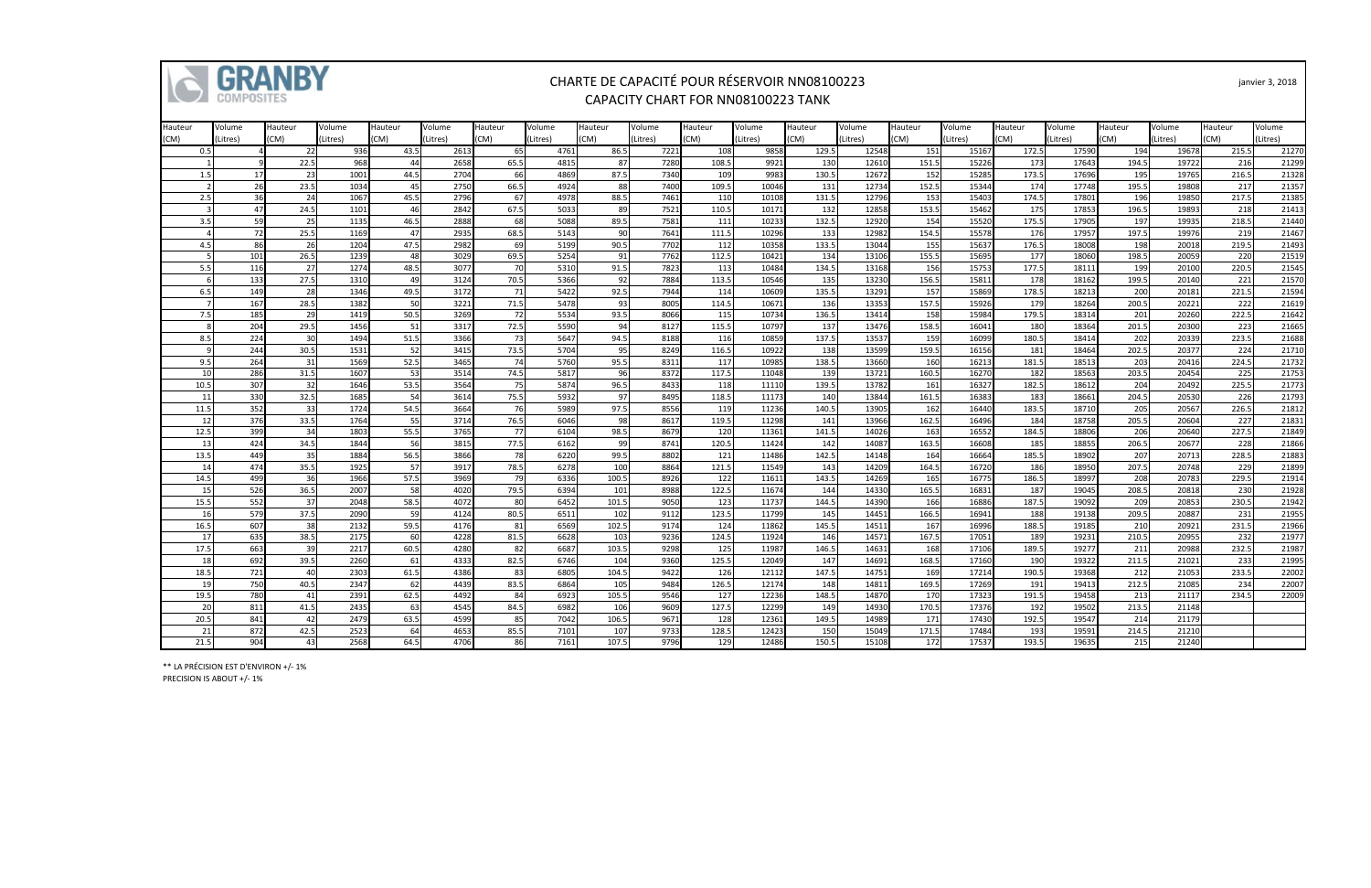GRANBY COMPOSITES

# CHARTE DE CAPACITÉ POUR RÉSERVOIR NN08100223
## CAPACITY CHART FOR NN08100223 TANK

janvier 3, 2018

| Hauteur (CM) | Volume (Litres) | Hauteur (CM) | Volume (Litres) | Hauteur (CM) | Volume (Litres) | Hauteur (CM) | Volume (Litres) | Hauteur (CM) | Volume (Litres) | Hauteur (CM) | Volume (Litres) | Hauteur (CM) | Volume (Litres) | Hauteur (CM) | Volume (Litres) | Hauteur (CM) | Volume (Litres) | Hauteur (CM) | Volume (Litres) | Hauteur (CM) | Volume (Litres) |
|---|---|---|---|---|---|---|---|---|---|---|---|---|---|---|---|---|---|---|---|---|---|
| 0.5 | 4 | 22 | 936 | 43.5 | 2613 | 65 | 4761 | 86.5 | 7221 | 108 | 9858 | 129.5 | 12548 | 151 | 15167 | 172.5 | 17590 | 194 | 19678 | 215.5 | 21270 |
| 1 | 9 | 22.5 | 968 | 44 | 2658 | 65.5 | 4815 | 87 | 7280 | 108.5 | 9921 | 130 | 12610 | 151.5 | 15226 | 173 | 17643 | 194.5 | 19722 | 216 | 21299 |
| 1.5 | 17 | 23 | 1001 | 44.5 | 2704 | 66 | 4869 | 87.5 | 7340 | 109 | 9983 | 130.5 | 12672 | 152 | 15285 | 173.5 | 17696 | 195 | 19765 | 216.5 | 21328 |
| 2 | 26 | 23.5 | 1034 | 45 | 2750 | 66.5 | 4924 | 88 | 7400 | 109.5 | 10046 | 131 | 12734 | 152.5 | 15344 | 174 | 17748 | 195.5 | 19808 | 217 | 21357 |
| 2.5 | 36 | 24 | 1067 | 45.5 | 2796 | 67 | 4978 | 88.5 | 7461 | 110 | 10108 | 131.5 | 12796 | 153 | 15403 | 174.5 | 17801 | 196 | 19850 | 217.5 | 21385 |
| 3 | 47 | 24.5 | 1101 | 46 | 2842 | 67.5 | 5033 | 89 | 7521 | 110.5 | 10171 | 132 | 12858 | 153.5 | 15462 | 175 | 17853 | 196.5 | 19893 | 218 | 21413 |
| 3.5 | 59 | 25 | 1135 | 46.5 | 2888 | 68 | 5088 | 89.5 | 7581 | 111 | 10233 | 132.5 | 12920 | 154 | 15520 | 175.5 | 17905 | 197 | 19935 | 218.5 | 21440 |
| 4 | 72 | 25.5 | 1169 | 47 | 2935 | 68.5 | 5143 | 90 | 7641 | 111.5 | 10296 | 133 | 12982 | 154.5 | 15578 | 176 | 17957 | 197.5 | 19976 | 219 | 21467 |
| 4.5 | 86 | 26 | 1204 | 47.5 | 2982 | 69 | 5199 | 90.5 | 7702 | 112 | 10358 | 133.5 | 13044 | 155 | 15637 | 176.5 | 18008 | 198 | 20018 | 219.5 | 21493 |
| 5 | 101 | 26.5 | 1239 | 48 | 3029 | 69.5 | 5254 | 91 | 7762 | 112.5 | 10421 | 134 | 13106 | 155.5 | 15695 | 177 | 18060 | 198.5 | 20059 | 220 | 21519 |
| 5.5 | 116 | 27 | 1274 | 48.5 | 3077 | 70 | 5310 | 91.5 | 7823 | 113 | 10484 | 134.5 | 13168 | 156 | 15753 | 177.5 | 18111 | 199 | 20100 | 220.5 | 21545 |
| 6 | 133 | 27.5 | 1310 | 49 | 3124 | 70.5 | 5366 | 92 | 7884 | 113.5 | 10546 | 135 | 13230 | 156.5 | 15811 | 178 | 18162 | 199.5 | 20140 | 221 | 21570 |
| 6.5 | 149 | 28 | 1346 | 49.5 | 3172 | 71 | 5422 | 92.5 | 7944 | 114 | 10609 | 135.5 | 13291 | 157 | 15869 | 178.5 | 18213 | 200 | 20181 | 221.5 | 21594 |
| 7 | 167 | 28.5 | 1382 | 50 | 3221 | 71.5 | 5478 | 93 | 8005 | 114.5 | 10671 | 136 | 13353 | 157.5 | 15926 | 179 | 18264 | 200.5 | 20221 | 222 | 21619 |
| 7.5 | 185 | 29 | 1419 | 50.5 | 3269 | 72 | 5534 | 93.5 | 8066 | 115 | 10734 | 136.5 | 13414 | 158 | 15984 | 179.5 | 18314 | 201 | 20260 | 222.5 | 21642 |
| 8 | 204 | 29.5 | 1456 | 51 | 3317 | 72.5 | 5590 | 94 | 8127 | 115.5 | 10797 | 137 | 13476 | 158.5 | 16041 | 180 | 18364 | 201.5 | 20300 | 223 | 21665 |
| 8.5 | 224 | 30 | 1494 | 51.5 | 3366 | 73 | 5647 | 94.5 | 8188 | 116 | 10859 | 137.5 | 13537 | 159 | 16099 | 180.5 | 18414 | 202 | 20339 | 223.5 | 21688 |
| 9 | 244 | 30.5 | 1531 | 52 | 3415 | 73.5 | 5704 | 95 | 8249 | 116.5 | 10922 | 138 | 13599 | 159.5 | 16156 | 181 | 18464 | 202.5 | 20377 | 224 | 21710 |
| 9.5 | 264 | 31 | 1569 | 52.5 | 3465 | 74 | 5760 | 95.5 | 8311 | 117 | 10985 | 138.5 | 13660 | 160 | 16213 | 181.5 | 18513 | 203 | 20416 | 224.5 | 21732 |
| 10 | 286 | 31.5 | 1607 | 53 | 3514 | 74.5 | 5817 | 96 | 8372 | 117.5 | 11048 | 139 | 13721 | 160.5 | 16270 | 182 | 18563 | 203.5 | 20454 | 225 | 21753 |
| 10.5 | 307 | 32 | 1646 | 53.5 | 3564 | 75 | 5874 | 96.5 | 8433 | 118 | 11110 | 139.5 | 13782 | 161 | 16327 | 182.5 | 18612 | 204 | 20492 | 225.5 | 21773 |
| 11 | 330 | 32.5 | 1685 | 54 | 3614 | 75.5 | 5932 | 97 | 8495 | 118.5 | 11173 | 140 | 13844 | 161.5 | 16383 | 183 | 18661 | 204.5 | 20530 | 226 | 21793 |
| 11.5 | 352 | 33 | 1724 | 54.5 | 3664 | 76 | 5989 | 97.5 | 8556 | 119 | 11236 | 140.5 | 13905 | 162 | 16440 | 183.5 | 18710 | 205 | 20567 | 226.5 | 21812 |
| 12 | 376 | 33.5 | 1764 | 55 | 3714 | 76.5 | 6046 | 98 | 8617 | 119.5 | 11298 | 141 | 13966 | 162.5 | 16496 | 184 | 18758 | 205.5 | 20604 | 227 | 21831 |
| 12.5 | 399 | 34 | 1803 | 55.5 | 3765 | 77 | 6104 | 98.5 | 8679 | 120 | 11361 | 141.5 | 14026 | 163 | 16552 | 184.5 | 18806 | 206 | 20640 | 227.5 | 21849 |
| 13 | 424 | 34.5 | 1844 | 56 | 3815 | 77.5 | 6162 | 99 | 8741 | 120.5 | 11424 | 142 | 14087 | 163.5 | 16608 | 185 | 18855 | 206.5 | 20677 | 228 | 21866 |
| 13.5 | 449 | 35 | 1884 | 56.5 | 3866 | 78 | 6220 | 99.5 | 8802 | 121 | 11486 | 142.5 | 14148 | 164 | 16664 | 185.5 | 18902 | 207 | 20713 | 228.5 | 21883 |
| 14 | 474 | 35.5 | 1925 | 57 | 3917 | 78.5 | 6278 | 100 | 8864 | 121.5 | 11549 | 143 | 14209 | 164.5 | 16720 | 186 | 18950 | 207.5 | 20748 | 229 | 21899 |
| 14.5 | 499 | 36 | 1966 | 57.5 | 3969 | 79 | 6336 | 100.5 | 8926 | 122 | 11611 | 143.5 | 14269 | 165 | 16775 | 186.5 | 18997 | 208 | 20783 | 229.5 | 21914 |
| 15 | 526 | 36.5 | 2007 | 58 | 4020 | 79.5 | 6394 | 101 | 8988 | 122.5 | 11674 | 144 | 14330 | 165.5 | 16831 | 187 | 19045 | 208.5 | 20818 | 230 | 21928 |
| 15.5 | 552 | 37 | 2048 | 58.5 | 4072 | 80 | 6452 | 101.5 | 9050 | 123 | 11737 | 144.5 | 14390 | 166 | 16886 | 187.5 | 19092 | 209 | 20853 | 230.5 | 21942 |
| 16 | 579 | 37.5 | 2090 | 59 | 4124 | 80.5 | 6511 | 102 | 9112 | 123.5 | 11799 | 145 | 14451 | 166.5 | 16941 | 188 | 19138 | 209.5 | 20887 | 231 | 21955 |
| 16.5 | 607 | 38 | 2132 | 59.5 | 4176 | 81 | 6569 | 102.5 | 9174 | 124 | 11862 | 145.5 | 14511 | 167 | 16996 | 188.5 | 19185 | 210 | 20921 | 231.5 | 21966 |
| 17 | 635 | 38.5 | 2175 | 60 | 4228 | 81.5 | 6628 | 103 | 9236 | 124.5 | 11924 | 146 | 14571 | 167.5 | 17051 | 189 | 19231 | 210.5 | 20955 | 232 | 21977 |
| 17.5 | 663 | 39 | 2217 | 60.5 | 4280 | 82 | 6687 | 103.5 | 9298 | 125 | 11987 | 146.5 | 14631 | 168 | 17106 | 189.5 | 19277 | 211 | 20988 | 232.5 | 21987 |
| 18 | 692 | 39.5 | 2260 | 61 | 4333 | 82.5 | 6746 | 104 | 9360 | 125.5 | 12049 | 147 | 14691 | 168.5 | 17160 | 190 | 19322 | 211.5 | 21021 | 233 | 21995 |
| 18.5 | 721 | 40 | 2303 | 61.5 | 4386 | 83 | 6805 | 104.5 | 9422 | 126 | 12112 | 147.5 | 14751 | 169 | 17214 | 190.5 | 19368 | 212 | 21053 | 233.5 | 22002 |
| 19 | 750 | 40.5 | 2347 | 62 | 4439 | 83.5 | 6864 | 105 | 9484 | 126.5 | 12174 | 148 | 14811 | 169.5 | 17269 | 191 | 19413 | 212.5 | 21085 | 234 | 22007 |
| 19.5 | 780 | 41 | 2391 | 62.5 | 4492 | 84 | 6923 | 105.5 | 9546 | 127 | 12236 | 148.5 | 14870 | 170 | 17323 | 191.5 | 19458 | 213 | 21117 | 234.5 | 22009 |
| 20 | 811 | 41.5 | 2435 | 63 | 4545 | 84.5 | 6982 | 106 | 9609 | 127.5 | 12299 | 149 | 14930 | 170.5 | 17376 | 192 | 19502 | 213.5 | 21148 | | |
| 20.5 | 841 | 42 | 2479 | 63.5 | 4599 | 85 | 7042 | 106.5 | 9671 | 128 | 12361 | 149.5 | 14989 | 171 | 17430 | 192.5 | 19547 | 214 | 21179 | | |
| 21 | 872 | 42.5 | 2523 | 64 | 4653 | 85.5 | 7101 | 107 | 9733 | 128.5 | 12423 | 150 | 15049 | 171.5 | 17484 | 193 | 19591 | 214.5 | 21210 | | |
| 21.5 | 904 | 43 | 2568 | 64.5 | 4706 | 86 | 7161 | 107.5 | 9796 | 129 | 12486 | 150.5 | 15108 | 172 | 17537 | 193.5 | 19635 | 215 | 21240 | | |

** LA PRÉCISION EST D'ENVIRON +/- 1%
PRECISION IS ABOUT +/- 1%